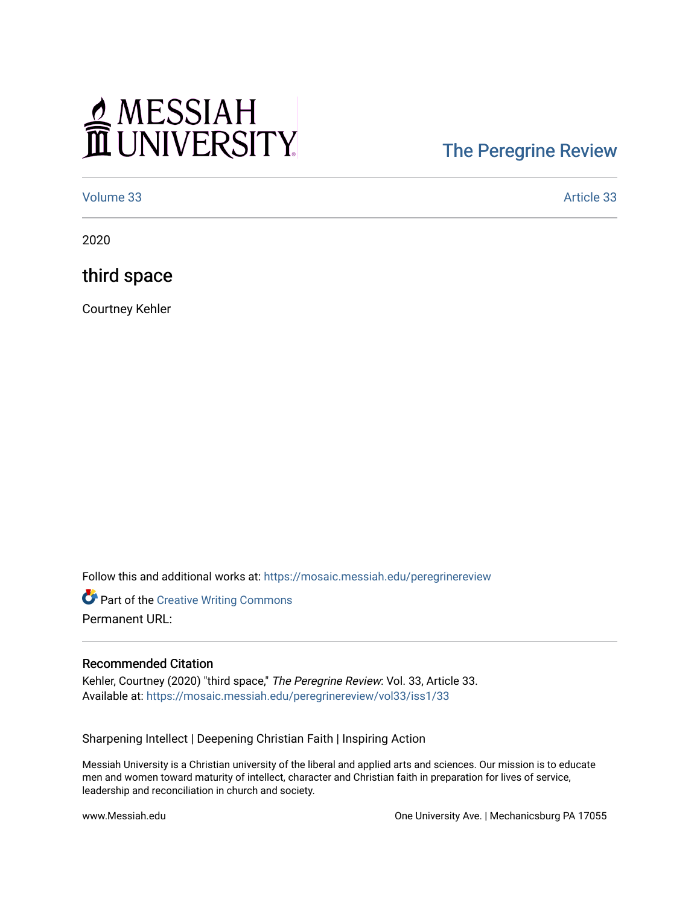# MESSIAH UNIVERSITY

The Peregrine Review

Volume 33 | Article 33

2020

# third space

Courtney Kehler

Follow this and additional works at: https://mosaic.messiah.edu/peregrinereview

Part of the Creative Writing Commons

Permanent URL:

## Recommended Citation

Kehler, Courtney (2020) "third space," *The Peregrine Review*: Vol. 33, Article 33.
Available at: https://mosaic.messiah.edu/peregrinereview/vol33/iss1/33

Sharpening Intellect | Deepening Christian Faith | Inspiring Action

Messiah University is a Christian university of the liberal and applied arts and sciences. Our mission is to educate men and women toward maturity of intellect, character and Christian faith in preparation for lives of service, leadership and reconciliation in church and society.

www.Messiah.edu

One University Ave. | Mechanicsburg PA 17055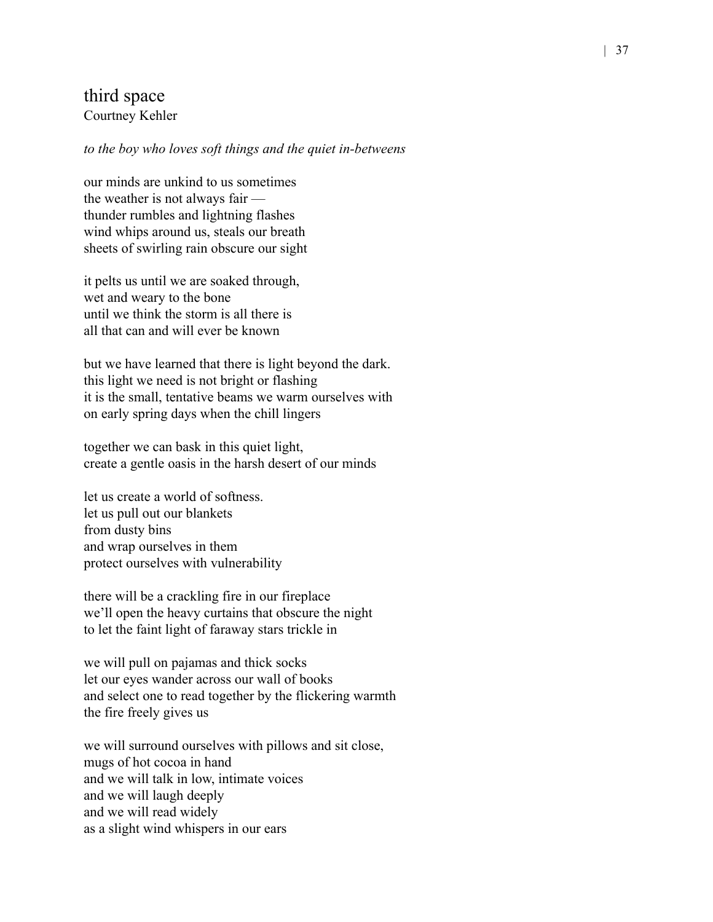## third space

Courtney Kehler

*to the boy who loves soft things and the quiet in-betweens*

our minds are unkind to us sometimes  
the weather is not always fair —  
thunder rumbles and lightning flashes  
wind whips around us, steals our breath  
sheets of swirling rain obscure our sight

it pelts us until we are soaked through,  
wet and weary to the bone  
until we think the storm is all there is  
all that can and will ever be known

but we have learned that there is light beyond the dark.  
this light we need is not bright or flashing  
it is the small, tentative beams we warm ourselves with  
on early spring days when the chill lingers

together we can bask in this quiet light,  
create a gentle oasis in the harsh desert of our minds

let us create a world of softness.  
let us pull out our blankets  
from dusty bins  
and wrap ourselves in them  
protect ourselves with vulnerability

there will be a crackling fire in our fireplace  
we'll open the heavy curtains that obscure the night  
to let the faint light of faraway stars trickle in

we will pull on pajamas and thick socks  
let our eyes wander across our wall of books  
and select one to read together by the flickering warmth  
the fire freely gives us

we will surround ourselves with pillows and sit close,  
mugs of hot cocoa in hand  
and we will talk in low, intimate voices  
and we will laugh deeply  
and we will read widely  
as a slight wind whispers in our ears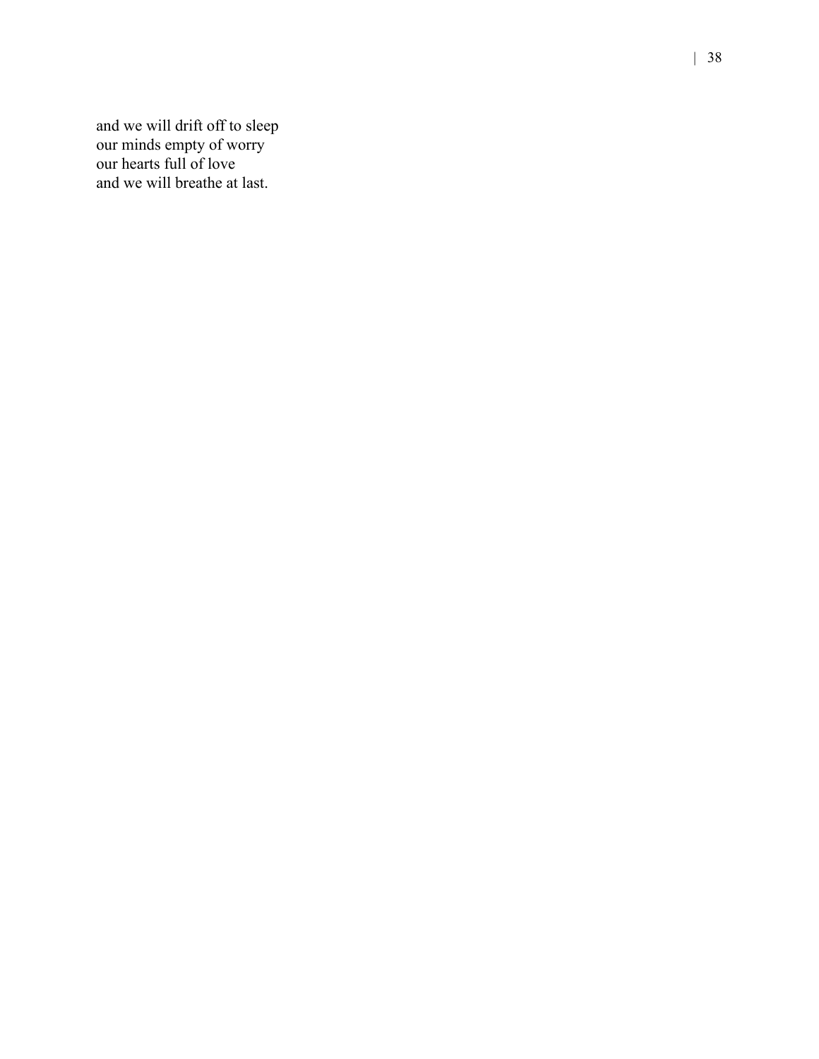and we will drift off to sleep  
our minds empty of worry  
our hearts full of love  
and we will breathe at last.